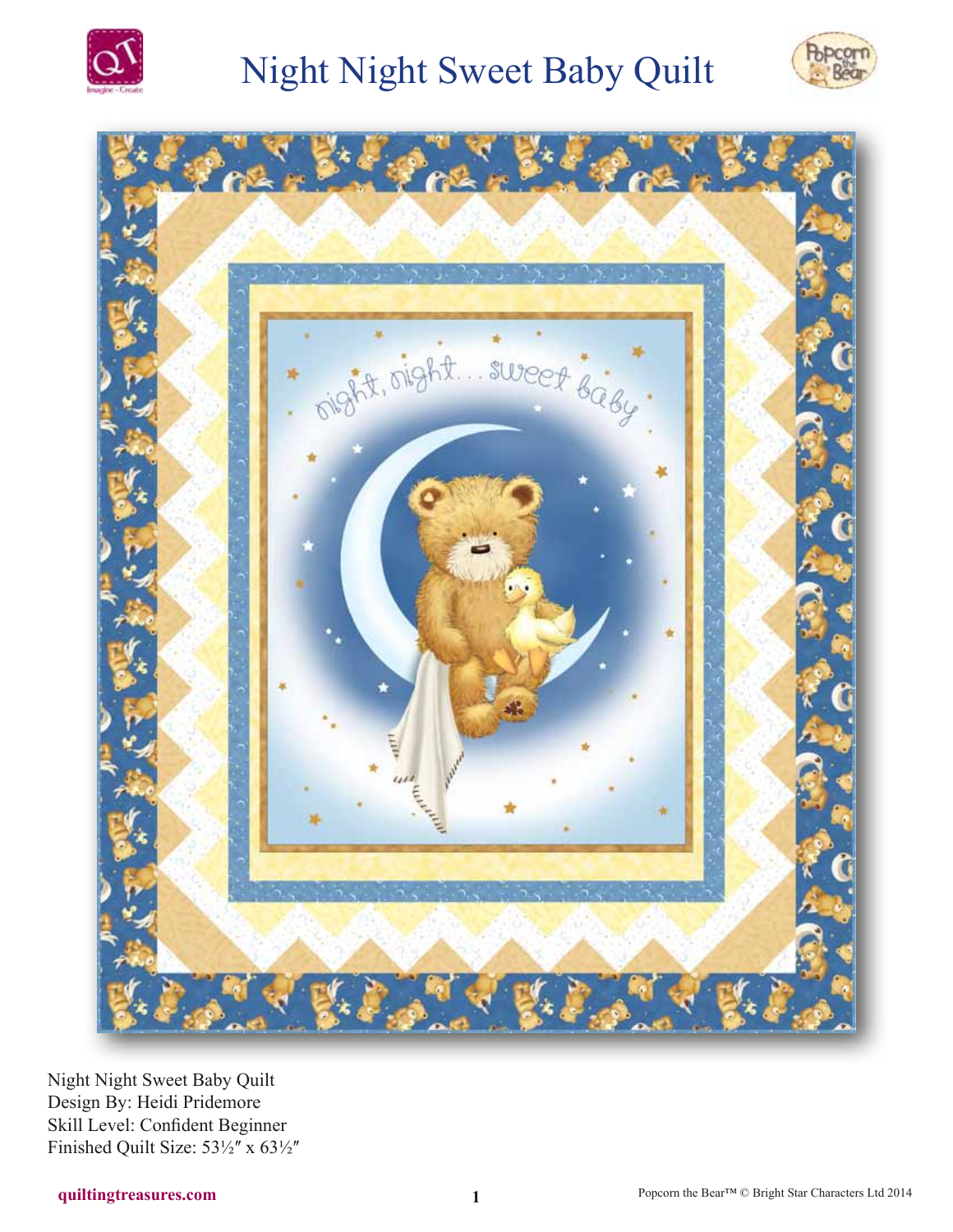# Night Night Sweet Baby Quilt

Night Night Sweet Baby Quilt
Design By: Heidi Pridemore
Skill Level: Confident Beginner
Finished Quilt Size: 53½″ x 63½″

quiltingtreasures.com

Popcorn the Bear™ © Bright Star Characters Ltd 2014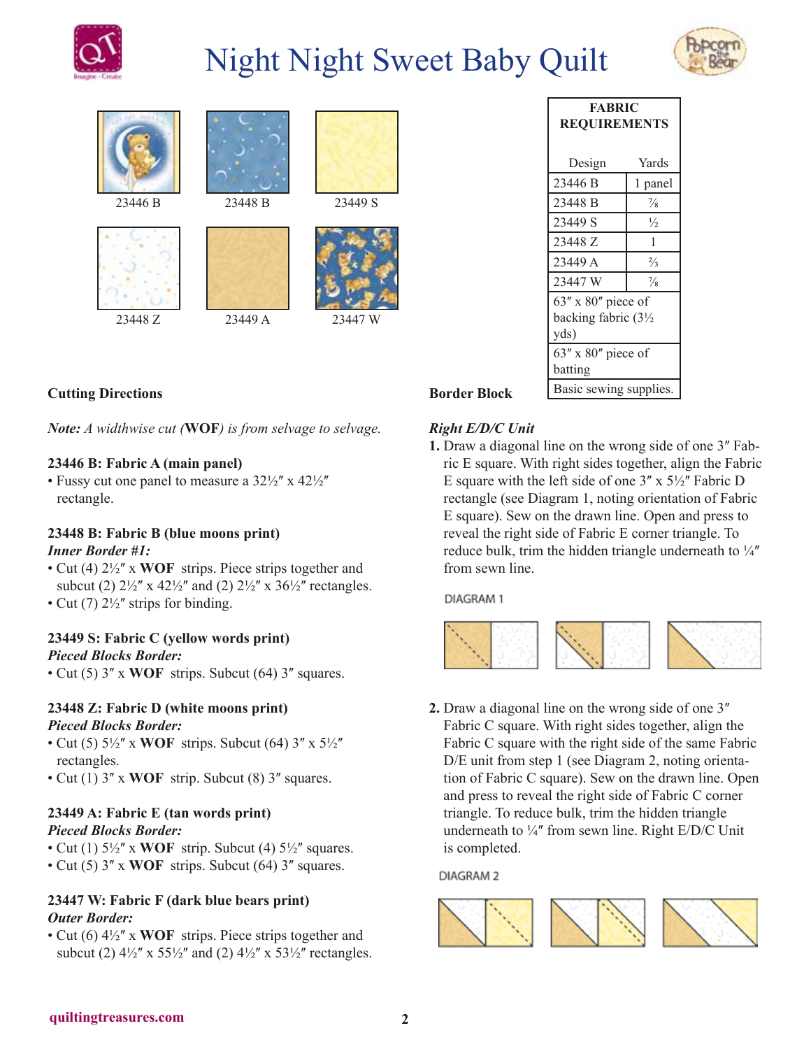# Night Night Sweet Baby Quilt

23446 B

23448 B

23449 S

23448 Z

23449 A

23447 W

| FABRIC REQUIREMENTS | |
|---|---|
| Design | Yards |
| 23446 B | 1 panel |
| 23448 B | ⅞ |
| 23449 S | ½ |
| 23448 Z | 1 |
| 23449 A | ⅔ |
| 23447 W | ⅞ |
| 63″ x 80″ piece of backing fabric (3½ yds) | |
| 63″ x 80″ piece of batting | |
| Basic sewing supplies. | |

## Cutting Directions

*Note: A widthwise cut (**WOF**) is from selvage to selvage.*

**23446 B: Fabric A (main panel)**

- Fussy cut one panel to measure a 32½″ x 42½″ rectangle.

**23448 B: Fabric B (blue moons print)**
***Inner Border #1:***

- Cut (4) 2½″ x **WOF** strips. Piece strips together and subcut (2) 2½″ x 42½″ and (2) 2½″ x 36½″ rectangles.
- Cut (7) 2½″ strips for binding.

**23449 S: Fabric C (yellow words print)**
***Pieced Blocks Border:***

- Cut (5) 3″ x **WOF** strips. Subcut (64) 3″ squares.

**23448 Z: Fabric D (white moons print)**
***Pieced Blocks Border:***

- Cut (5) 5½″ x **WOF** strips. Subcut (64) 3″ x 5½″ rectangles.
- Cut (1) 3″ x **WOF** strip. Subcut (8) 3″ squares.

**23449 A: Fabric E (tan words print)**
***Pieced Blocks Border:***

- Cut (1) 5½″ x **WOF** strip. Subcut (4) 5½″ squares.
- Cut (5) 3″ x **WOF** strips. Subcut (64) 3″ squares.

**23447 W: Fabric F (dark blue bears print)**
***Outer Border:***

- Cut (6) 4½″ x **WOF** strips. Piece strips together and subcut (2) 4½″ x 55½″ and (2) 4½″ x 53½″ rectangles.

## Border Block

***Right E/D/C Unit***

**1.** Draw a diagonal line on the wrong side of one 3″ Fabric E square. With right sides together, align the Fabric E square with the left side of one 3″ x 5½″ Fabric D rectangle (see Diagram 1, noting orientation of Fabric E square). Sew on the drawn line. Open and press to reveal the right side of Fabric E corner triangle. To reduce bulk, trim the hidden triangle underneath to ¼″ from sewn line.

DIAGRAM 1

**2.** Draw a diagonal line on the wrong side of one 3″ Fabric C square. With right sides together, align the Fabric C square with the right side of the same Fabric D/E unit from step 1 (see Diagram 2, noting orientation of Fabric C square). Sew on the drawn line. Open and press to reveal the right side of Fabric C corner triangle. To reduce bulk, trim the hidden triangle underneath to ¼″ from sewn line. Right E/D/C Unit is completed.

DIAGRAM 2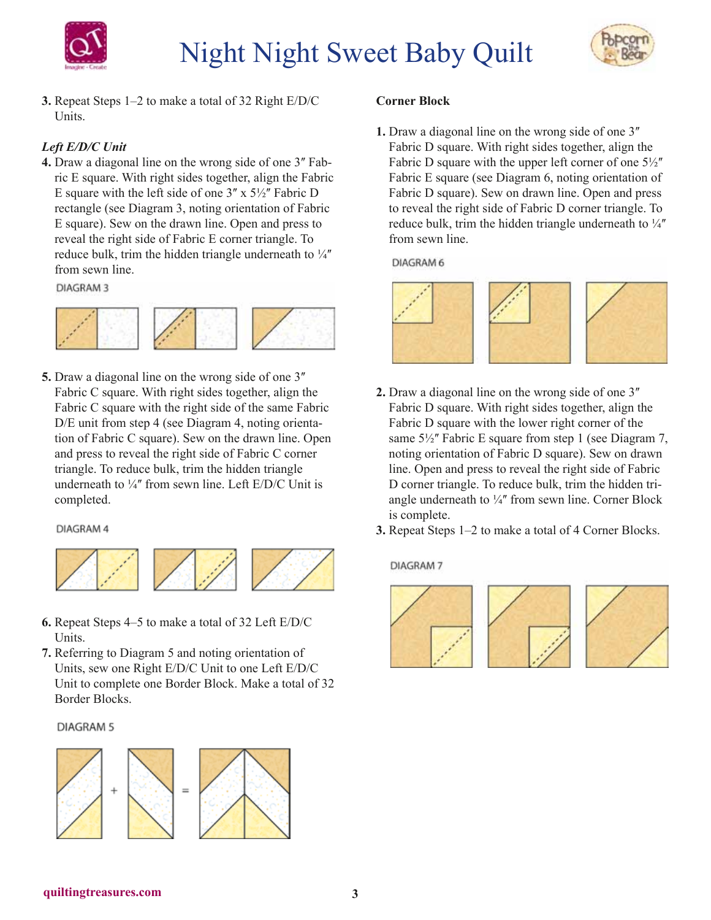3. Repeat Steps 1–2 to make a total of 32 Right E/D/C Units.

***Left E/D/C Unit***

4. Draw a diagonal line on the wrong side of one 3″ Fabric E square. With right sides together, align the Fabric E square with the left side of one 3″ x 5½″ Fabric D rectangle (see Diagram 3, noting orientation of Fabric E square). Sew on the drawn line. Open and press to reveal the right side of Fabric E corner triangle. To reduce bulk, trim the hidden triangle underneath to ¼″ from sewn line.

DIAGRAM 3

5. Draw a diagonal line on the wrong side of one 3″ Fabric C square. With right sides together, align the Fabric C square with the right side of the same Fabric D/E unit from step 4 (see Diagram 4, noting orientation of Fabric C square). Sew on the drawn line. Open and press to reveal the right side of Fabric C corner triangle. To reduce bulk, trim the hidden triangle underneath to ¼″ from sewn line. Left E/D/C Unit is completed.

DIAGRAM 4

6. Repeat Steps 4–5 to make a total of 32 Left E/D/C Units.
7. Referring to Diagram 5 and noting orientation of Units, sew one Right E/D/C Unit to one Left E/D/C Unit to complete one Border Block. Make a total of 32 Border Blocks.

DIAGRAM 5

**Corner Block**

1. Draw a diagonal line on the wrong side of one 3″ Fabric D square. With right sides together, align the Fabric D square with the upper left corner of one 5½″ Fabric E square (see Diagram 6, noting orientation of Fabric D square). Sew on drawn line. Open and press to reveal the right side of Fabric D corner triangle. To reduce bulk, trim the hidden triangle underneath to ¼″ from sewn line.

DIAGRAM 6

2. Draw a diagonal line on the wrong side of one 3″ Fabric D square. With right sides together, align the Fabric D square with the lower right corner of the same 5½″ Fabric E square from step 1 (see Diagram 7, noting orientation of Fabric D square). Sew on drawn line. Open and press to reveal the right side of Fabric D corner triangle. To reduce bulk, trim the hidden triangle underneath to ¼″ from sewn line. Corner Block is complete.
3. Repeat Steps 1–2 to make a total of 4 Corner Blocks.

DIAGRAM 7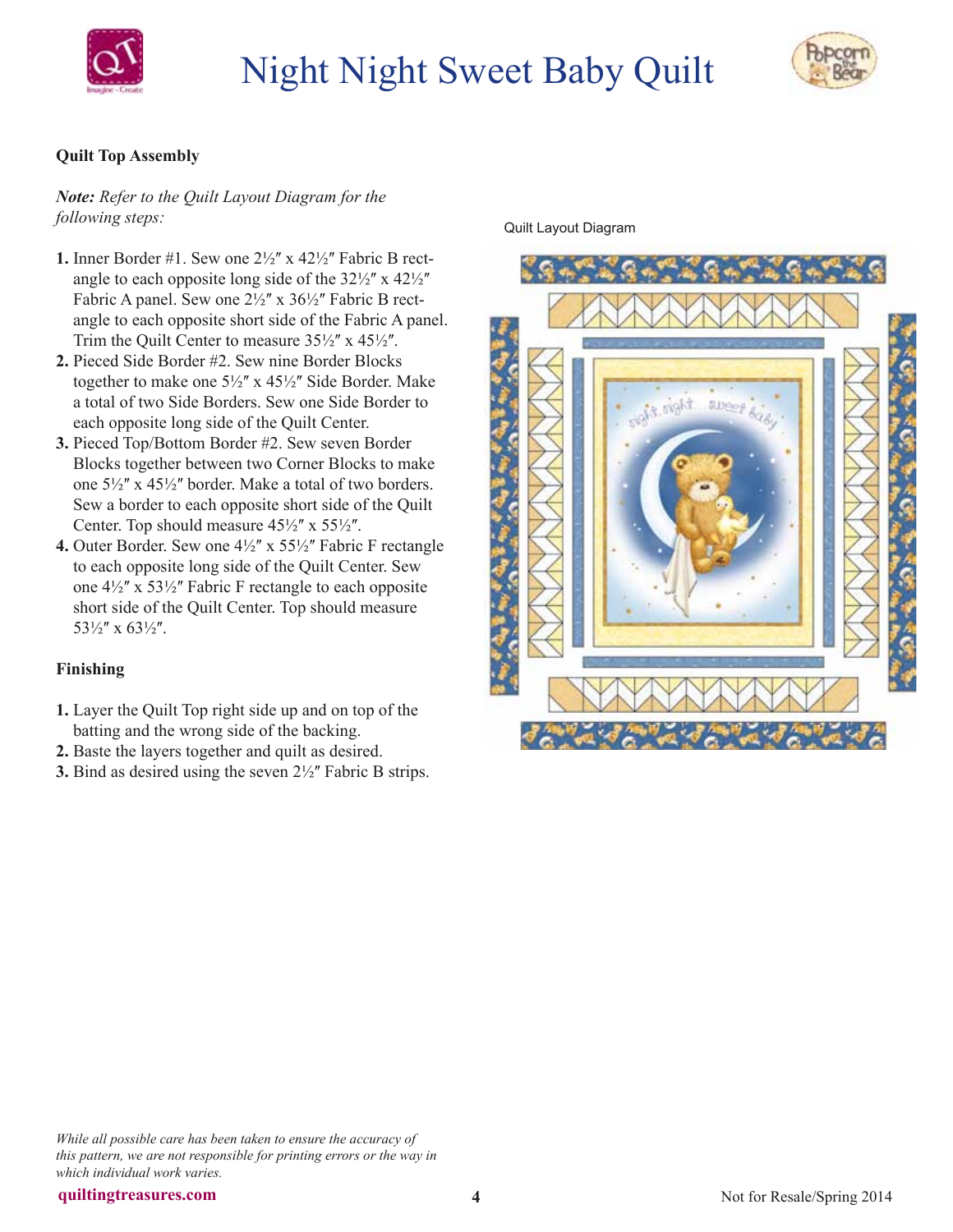# Night Night Sweet Baby Quilt

### Quilt Top Assembly

***Note:*** *Refer to the Quilt Layout Diagram for the following steps:*

1. Inner Border #1. Sew one 2½″ x 42½″ Fabric B rectangle to each opposite long side of the 32½″ x 42½″ Fabric A panel. Sew one 2½″ x 36½″ Fabric B rectangle to each opposite short side of the Fabric A panel. Trim the Quilt Center to measure 35½″ x 45½″.
2. Pieced Side Border #2. Sew nine Border Blocks together to make one 5½″ x 45½″ Side Border. Make a total of two Side Borders. Sew one Side Border to each opposite long side of the Quilt Center.
3. Pieced Top/Bottom Border #2. Sew seven Border Blocks together between two Corner Blocks to make one 5½″ x 45½″ border. Make a total of two borders. Sew a border to each opposite short side of the Quilt Center. Top should measure 45½″ x 55½″.
4. Outer Border. Sew one 4½″ x 55½″ Fabric F rectangle to each opposite long side of the Quilt Center. Sew one 4½″ x 53½″ Fabric F rectangle to each opposite short side of the Quilt Center. Top should measure 53½″ x 63½″.

### Finishing

1. Layer the Quilt Top right side up and on top of the batting and the wrong side of the backing.
2. Baste the layers together and quilt as desired.
3. Bind as desired using the seven 2½″ Fabric B strips.

Quilt Layout Diagram

*While all possible care has been taken to ensure the accuracy of this pattern, we are not responsible for printing errors or the way in which individual work varies.*

quiltingtreasures.com

Not for Resale/Spring 2014